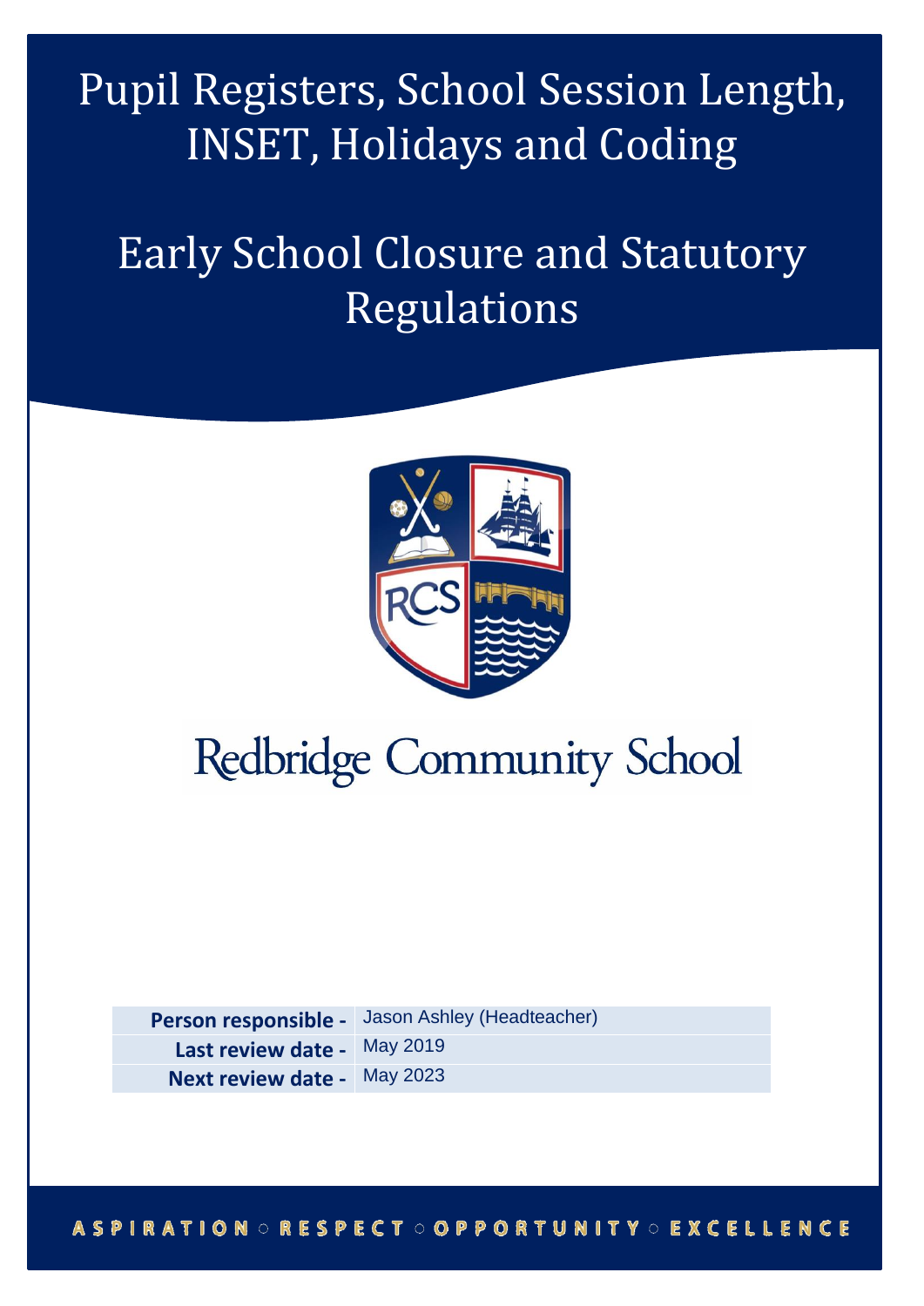# Pupil Registers, School Session Length, INSET, Holidays and Coding

# Early School Closure and Statutory Regulations

Redbridge Community School

| | |
|---|---|
| **Person responsible -** | Jason Ashley (Headteacher) |
| **Last review date -** | May 2019 |
| **Next review date -** | May 2023 |

ASPIRATION ○ RESPECT ○ OPPORTUNITY ○ EXCELLENCE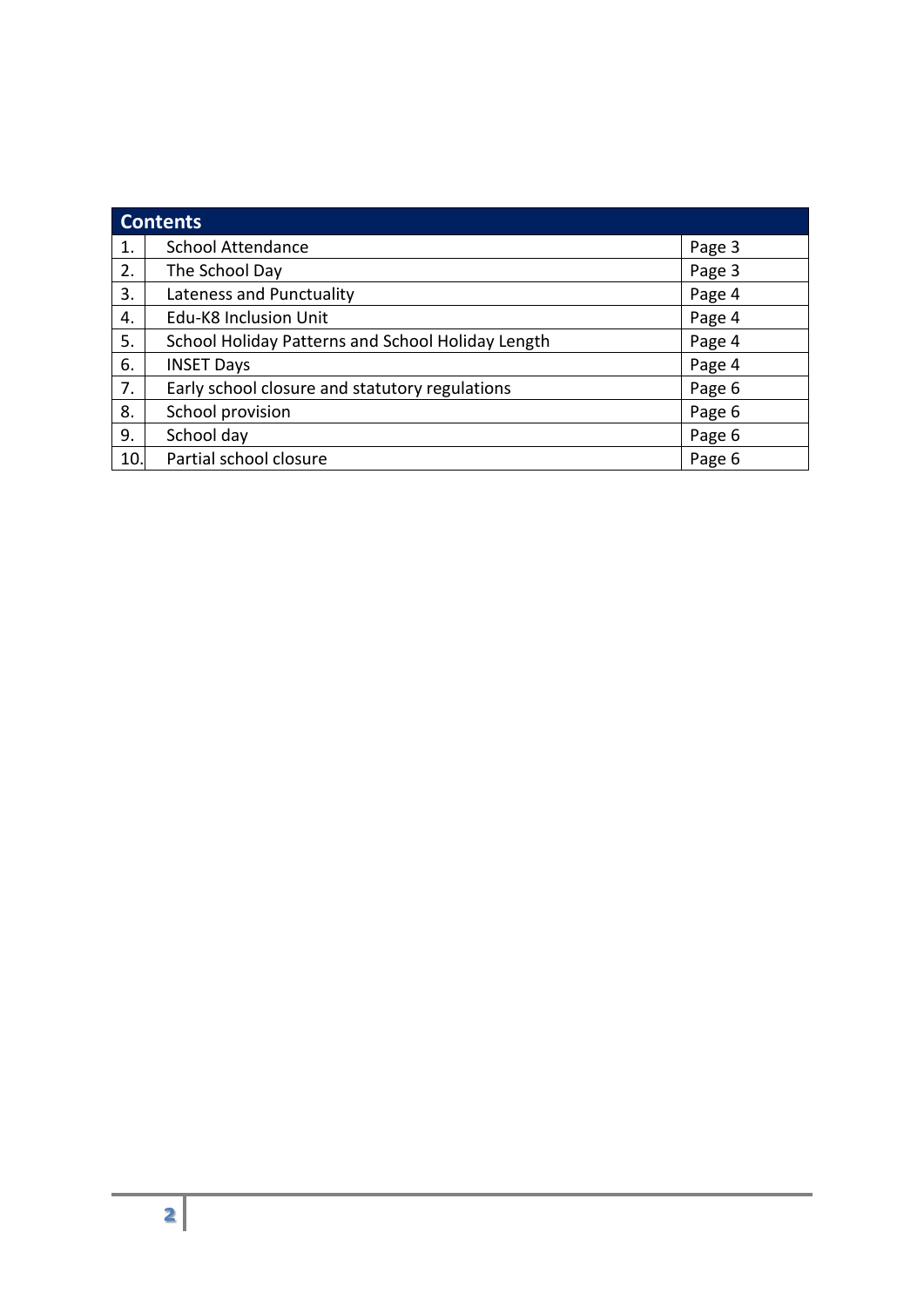| Contents | | |
|---|---|---|
| 1. | School Attendance | Page 3 |
| 2. | The School Day | Page 3 |
| 3. | Lateness and Punctuality | Page 4 |
| 4. | Edu-K8 Inclusion Unit | Page 4 |
| 5. | School Holiday Patterns and School Holiday Length | Page 4 |
| 6. | INSET Days | Page 4 |
| 7. | Early school closure and statutory regulations | Page 6 |
| 8. | School provision | Page 6 |
| 9. | School day | Page 6 |
| 10. | Partial school closure | Page 6 |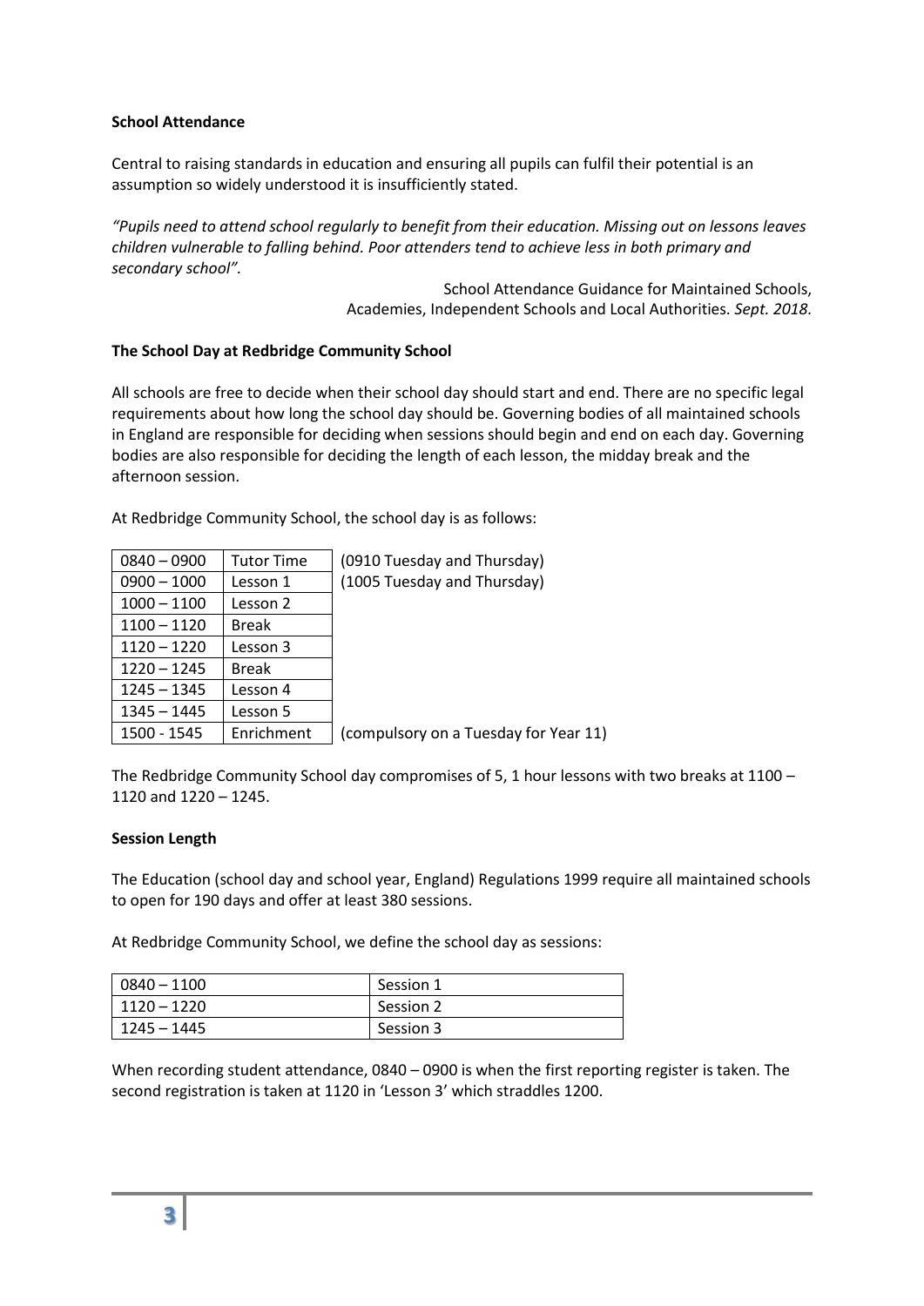**School Attendance**

Central to raising standards in education and ensuring all pupils can fulfil their potential is an assumption so widely understood it is insufficiently stated.

*"Pupils need to attend school regularly to benefit from their education. Missing out on lessons leaves children vulnerable to falling behind. Poor attenders tend to achieve less in both primary and secondary school".*

School Attendance Guidance for Maintained Schools, Academies, Independent Schools and Local Authorities. *Sept. 2018.*

**The School Day at Redbridge Community School**

All schools are free to decide when their school day should start and end. There are no specific legal requirements about how long the school day should be. Governing bodies of all maintained schools in England are responsible for deciding when sessions should begin and end on each day. Governing bodies are also responsible for deciding the length of each lesson, the midday break and the afternoon session.

At Redbridge Community School, the school day is as follows:

| | | |
|---|---|---|
| 0840 – 0900 | Tutor Time | (0910 Tuesday and Thursday) |
| 0900 – 1000 | Lesson 1 | (1005 Tuesday and Thursday) |
| 1000 – 1100 | Lesson 2 | |
| 1100 – 1120 | Break | |
| 1120 – 1220 | Lesson 3 | |
| 1220 – 1245 | Break | |
| 1245 – 1345 | Lesson 4 | |
| 1345 – 1445 | Lesson 5 | |
| 1500 - 1545 | Enrichment | (compulsory on a Tuesday for Year 11) |

The Redbridge Community School day compromises of 5, 1 hour lessons with two breaks at 1100 – 1120 and 1220 – 1245.

**Session Length**

The Education (school day and school year, England) Regulations 1999 require all maintained schools to open for 190 days and offer at least 380 sessions.

At Redbridge Community School, we define the school day as sessions:

| | |
|---|---|
| 0840 – 1100 | Session 1 |
| 1120 – 1220 | Session 2 |
| 1245 – 1445 | Session 3 |

When recording student attendance, 0840 – 0900 is when the first reporting register is taken. The second registration is taken at 1120 in 'Lesson 3' which straddles 1200.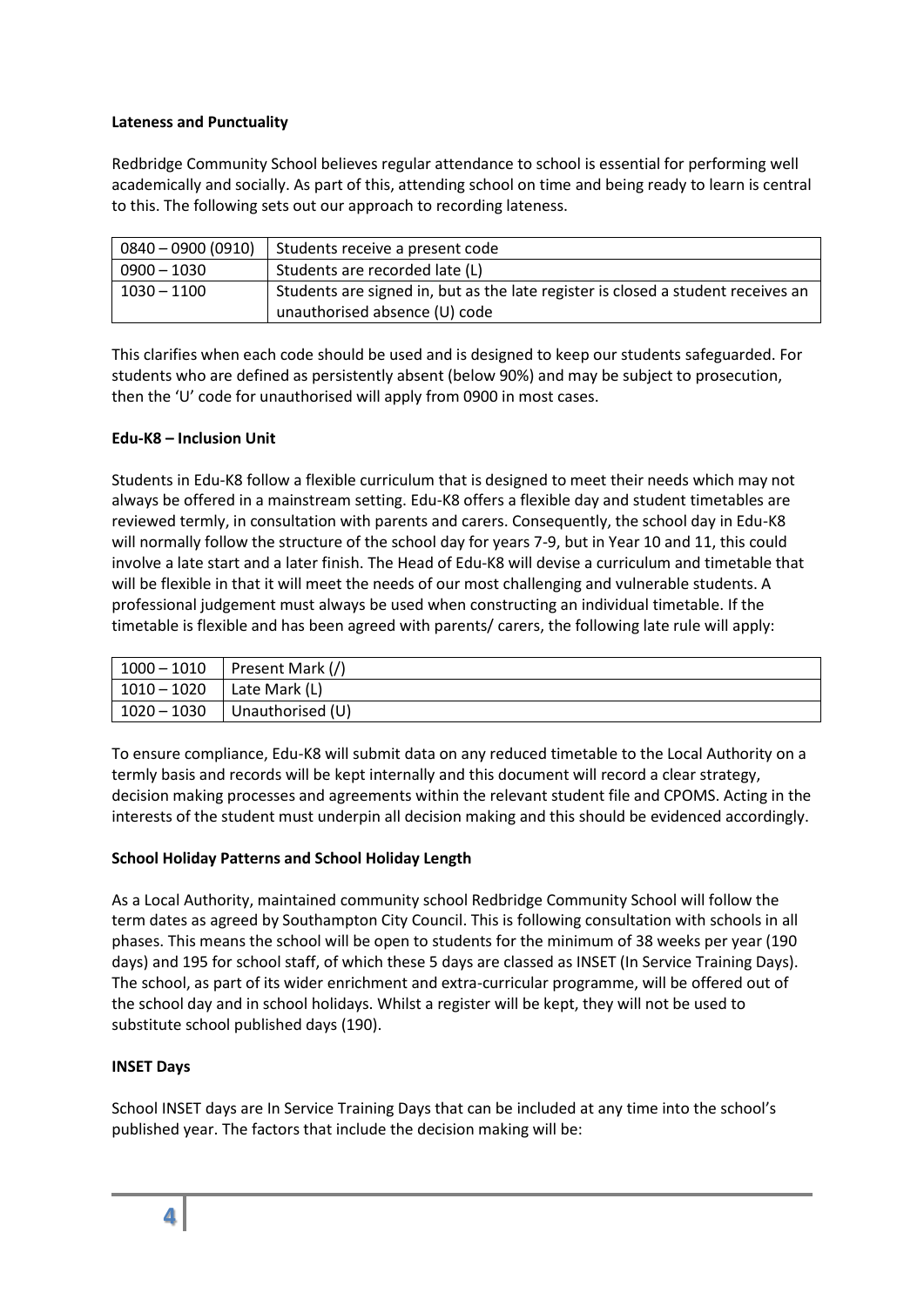**Lateness and Punctuality**

Redbridge Community School believes regular attendance to school is essential for performing well academically and socially. As part of this, attending school on time and being ready to learn is central to this. The following sets out our approach to recording lateness.

| | |
|---|---|
| 0840 – 0900 (0910) | Students receive a present code |
| 0900 – 1030 | Students are recorded late (L) |
| 1030 – 1100 | Students are signed in, but as the late register is closed a student receives an unauthorised absence (U) code |

This clarifies when each code should be used and is designed to keep our students safeguarded. For students who are defined as persistently absent (below 90%) and may be subject to prosecution, then the 'U' code for unauthorised will apply from 0900 in most cases.

**Edu-K8 – Inclusion Unit**

Students in Edu-K8 follow a flexible curriculum that is designed to meet their needs which may not always be offered in a mainstream setting. Edu-K8 offers a flexible day and student timetables are reviewed termly, in consultation with parents and carers. Consequently, the school day in Edu-K8 will normally follow the structure of the school day for years 7-9, but in Year 10 and 11, this could involve a late start and a later finish. The Head of Edu-K8 will devise a curriculum and timetable that will be flexible in that it will meet the needs of our most challenging and vulnerable students. A professional judgement must always be used when constructing an individual timetable. If the timetable is flexible and has been agreed with parents/ carers, the following late rule will apply:

| | |
|---|---|
| 1000 – 1010 | Present Mark (/) |
| 1010 – 1020 | Late Mark (L) |
| 1020 – 1030 | Unauthorised (U) |

To ensure compliance, Edu-K8 will submit data on any reduced timetable to the Local Authority on a termly basis and records will be kept internally and this document will record a clear strategy, decision making processes and agreements within the relevant student file and CPOMS. Acting in the interests of the student must underpin all decision making and this should be evidenced accordingly.

**School Holiday Patterns and School Holiday Length**

As a Local Authority, maintained community school Redbridge Community School will follow the term dates as agreed by Southampton City Council. This is following consultation with schools in all phases. This means the school will be open to students for the minimum of 38 weeks per year (190 days) and 195 for school staff, of which these 5 days are classed as INSET (In Service Training Days). The school, as part of its wider enrichment and extra-curricular programme, will be offered out of the school day and in school holidays. Whilst a register will be kept, they will not be used to substitute school published days (190).

**INSET Days**

School INSET days are In Service Training Days that can be included at any time into the school's published year. The factors that include the decision making will be: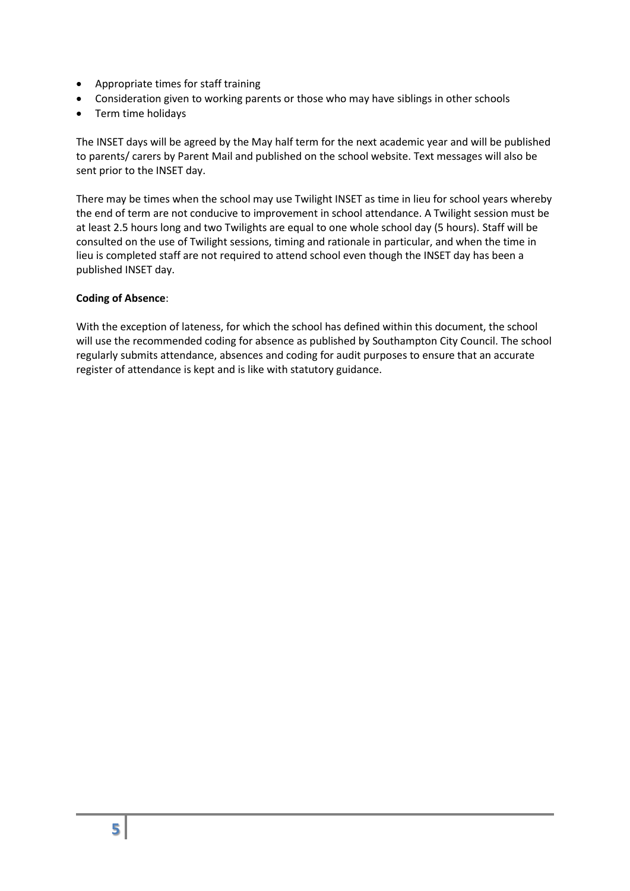- Appropriate times for staff training
- Consideration given to working parents or those who may have siblings in other schools
- Term time holidays

The INSET days will be agreed by the May half term for the next academic year and will be published to parents/ carers by Parent Mail and published on the school website. Text messages will also be sent prior to the INSET day.

There may be times when the school may use Twilight INSET as time in lieu for school years whereby the end of term are not conducive to improvement in school attendance. A Twilight session must be at least 2.5 hours long and two Twilights are equal to one whole school day (5 hours). Staff will be consulted on the use of Twilight sessions, timing and rationale in particular, and when the time in lieu is completed staff are not required to attend school even though the INSET day has been a published INSET day.

**Coding of Absence**:

With the exception of lateness, for which the school has defined within this document, the school will use the recommended coding for absence as published by Southampton City Council. The school regularly submits attendance, absences and coding for audit purposes to ensure that an accurate register of attendance is kept and is like with statutory guidance.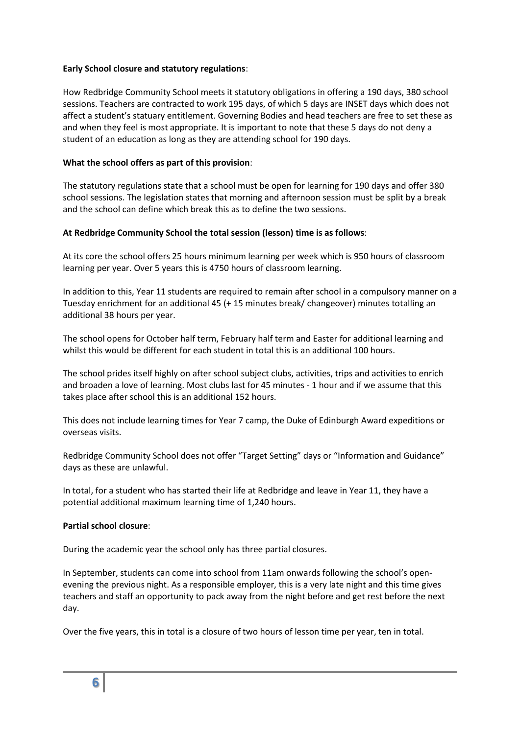**Early School closure and statutory regulations**:

How Redbridge Community School meets it statutory obligations in offering a 190 days, 380 school sessions. Teachers are contracted to work 195 days, of which 5 days are INSET days which does not affect a student's statuary entitlement. Governing Bodies and head teachers are free to set these as and when they feel is most appropriate. It is important to note that these 5 days do not deny a student of an education as long as they are attending school for 190 days.

**What the school offers as part of this provision**:

The statutory regulations state that a school must be open for learning for 190 days and offer 380 school sessions. The legislation states that morning and afternoon session must be split by a break and the school can define which break this as to define the two sessions.

**At Redbridge Community School the total session (lesson) time is as follows**:

At its core the school offers 25 hours minimum learning per week which is 950 hours of classroom learning per year. Over 5 years this is 4750 hours of classroom learning.

In addition to this, Year 11 students are required to remain after school in a compulsory manner on a Tuesday enrichment for an additional 45 (+ 15 minutes break/ changeover) minutes totalling an additional 38 hours per year.

The school opens for October half term, February half term and Easter for additional learning and whilst this would be different for each student in total this is an additional 100 hours.

The school prides itself highly on after school subject clubs, activities, trips and activities to enrich and broaden a love of learning. Most clubs last for 45 minutes - 1 hour and if we assume that this takes place after school this is an additional 152 hours.

This does not include learning times for Year 7 camp, the Duke of Edinburgh Award expeditions or overseas visits.

Redbridge Community School does not offer "Target Setting" days or "Information and Guidance" days as these are unlawful.

In total, for a student who has started their life at Redbridge and leave in Year 11, they have a potential additional maximum learning time of 1,240 hours.

**Partial school closure**:

During the academic year the school only has three partial closures.

In September, students can come into school from 11am onwards following the school's open-evening the previous night. As a responsible employer, this is a very late night and this time gives teachers and staff an opportunity to pack away from the night before and get rest before the next day.

Over the five years, this in total is a closure of two hours of lesson time per year, ten in total.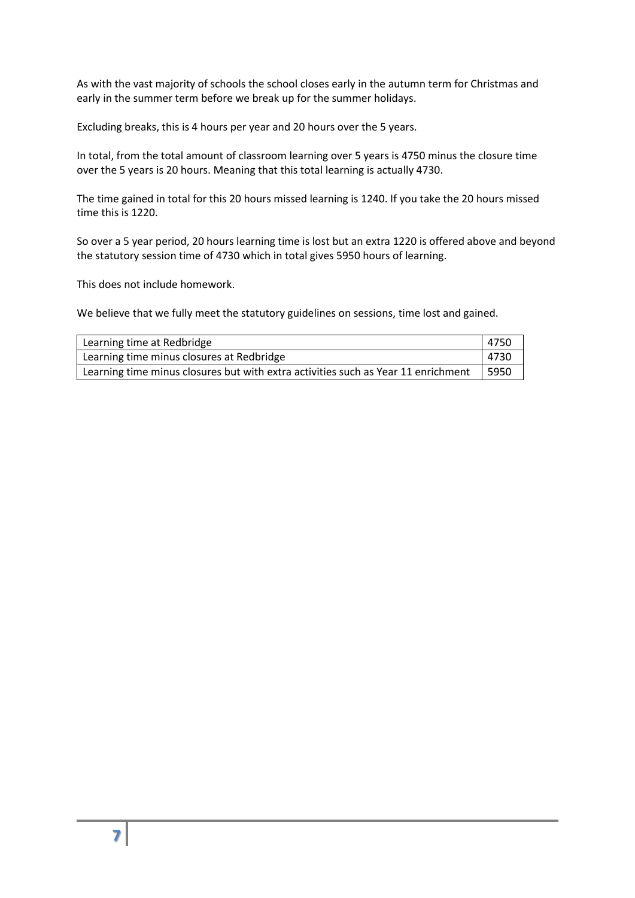As with the vast majority of schools the school closes early in the autumn term for Christmas and early in the summer term before we break up for the summer holidays.

Excluding breaks, this is 4 hours per year and 20 hours over the 5 years.

In total, from the total amount of classroom learning over 5 years is 4750 minus the closure time over the 5 years is 20 hours. Meaning that this total learning is actually 4730.

The time gained in total for this 20 hours missed learning is 1240. If you take the 20 hours missed time this is 1220.

So over a 5 year period, 20 hours learning time is lost but an extra 1220 is offered above and beyond the statutory session time of 4730 which in total gives 5950 hours of learning.

This does not include homework.

We believe that we fully meet the statutory guidelines on sessions, time lost and gained.

| | |
|---|---|
| Learning time at Redbridge | 4750 |
| Learning time minus closures at Redbridge | 4730 |
| Learning time minus closures but with extra activities such as Year 11 enrichment | 5950 |